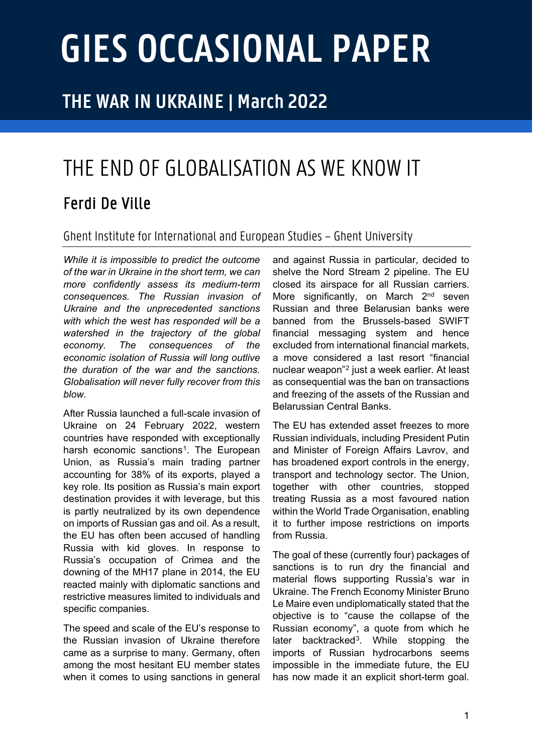# GIES OCCASIONAL PAPER

## THE WAR IN UKRAINE | March 2022

# THE END OF GLOBALISATION AS WE KNOW IT

## Ferdi De Ville

Ghent Institute for International and European Studies – Ghent University

*While it is impossible to predict the outcome of the war in Ukraine in the short term, we can more confidently assess its medium-term consequences. The Russian invasion of Ukraine and the unprecedented sanctions with which the west has responded will be a watershed in the trajectory of the global economy. The consequences of the economic isolation of Russia will long outlive the duration of the war and the sanctions. Globalisation will never fully recover from this blow.*

After Russia launched a full-scale invasion of Ukraine on 24 February 2022, western countries have responded with exceptionally harsh economic sanctions[1]. The European Union, as Russia's main trading partner accounting for 38% of its exports, played a key role. Its position as Russia's main export destination provides it with leverage, but this is partly neutralized by its own dependence on imports of Russian gas and oil. As a result, the EU has often been accused of handling Russia with kid gloves. In response to Russia's occupation of Crimea and the downing of the MH17 plane in 2014, the EU reacted mainly with diplomatic sanctions and restrictive measures limited to individuals and specific companies.

The speed and scale of the EU's response to the Russian invasion of Ukraine therefore came as a surprise to many. Germany, often among the most hesitant EU member states when it comes to using sanctions in general and against Russia in particular, decided to shelve the Nord Stream 2 pipeline. The EU closed its airspace for all Russian carriers. More significantly, on March 2nd seven Russian and three Belarusian banks were banned from the Brussels-based SWIFT financial messaging system and hence excluded from international financial markets, a move considered a last resort "financial nuclear weapon"[2] just a week earlier. At least as consequential was the ban on transactions and freezing of the assets of the Russian and Belarussian Central Banks.

The EU has extended asset freezes to more Russian individuals, including President Putin and Minister of Foreign Affairs Lavrov, and has broadened export controls in the energy, transport and technology sector. The Union, together with other countries, stopped treating Russia as a most favoured nation within the World Trade Organisation, enabling it to further impose restrictions on imports from Russia.

The goal of these (currently four) packages of sanctions is to run dry the financial and material flows supporting Russia's war in Ukraine. The French Economy Minister Bruno Le Maire even undiplomatically stated that the objective is to "cause the collapse of the Russian economy", a quote from which he later backtracked[3]. While stopping the imports of Russian hydrocarbons seems impossible in the immediate future, the EU has now made it an explicit short-term goal.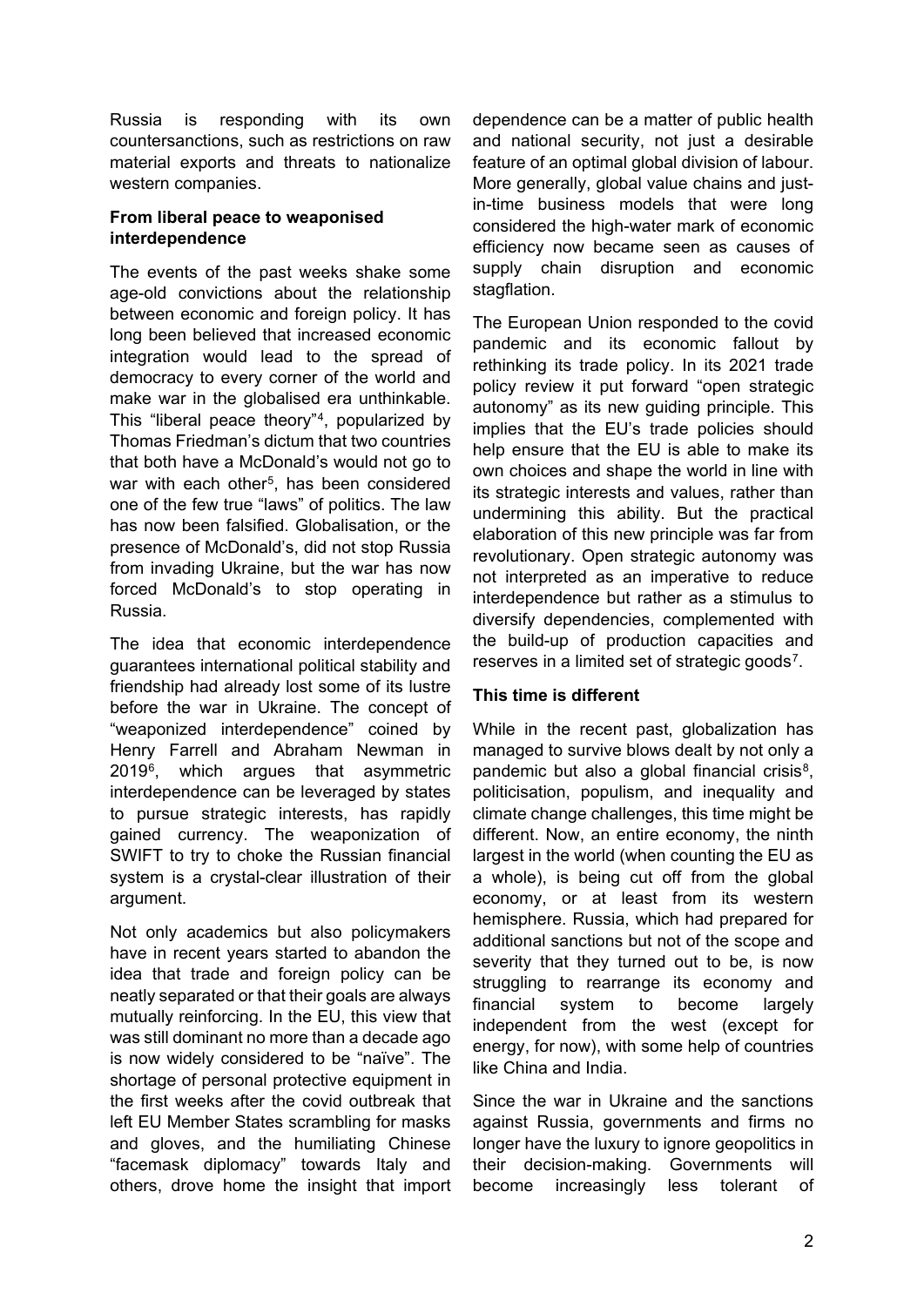Russia is responding with its own countersanctions, such as restrictions on raw material exports and threats to nationalize western companies.

### From liberal peace to weaponised interdependence

The events of the past weeks shake some age-old convictions about the relationship between economic and foreign policy. It has long been believed that increased economic integration would lead to the spread of democracy to every corner of the world and make war in the globalised era unthinkable. This "liberal peace theory"[4], popularized by Thomas Friedman's dictum that two countries that both have a McDonald's would not go to war with each other[5], has been considered one of the few true "laws" of politics. The law has now been falsified. Globalisation, or the presence of McDonald's, did not stop Russia from invading Ukraine, but the war has now forced McDonald's to stop operating in Russia.

The idea that economic interdependence guarantees international political stability and friendship had already lost some of its lustre before the war in Ukraine. The concept of "weaponized interdependence" coined by Henry Farrell and Abraham Newman in 2019[6], which argues that asymmetric interdependence can be leveraged by states to pursue strategic interests, has rapidly gained currency. The weaponization of SWIFT to try to choke the Russian financial system is a crystal-clear illustration of their argument.

Not only academics but also policymakers have in recent years started to abandon the idea that trade and foreign policy can be neatly separated or that their goals are always mutually reinforcing. In the EU, this view that was still dominant no more than a decade ago is now widely considered to be "naïve". The shortage of personal protective equipment in the first weeks after the covid outbreak that left EU Member States scrambling for masks and gloves, and the humiliating Chinese "facemask diplomacy" towards Italy and others, drove home the insight that import dependence can be a matter of public health and national security, not just a desirable feature of an optimal global division of labour. More generally, global value chains and just-in-time business models that were long considered the high-water mark of economic efficiency now became seen as causes of supply chain disruption and economic stagflation.

The European Union responded to the covid pandemic and its economic fallout by rethinking its trade policy. In its 2021 trade policy review it put forward "open strategic autonomy" as its new guiding principle. This implies that the EU's trade policies should help ensure that the EU is able to make its own choices and shape the world in line with its strategic interests and values, rather than undermining this ability. But the practical elaboration of this new principle was far from revolutionary. Open strategic autonomy was not interpreted as an imperative to reduce interdependence but rather as a stimulus to diversify dependencies, complemented with the build-up of production capacities and reserves in a limited set of strategic goods[7].

### This time is different

While in the recent past, globalization has managed to survive blows dealt by not only a pandemic but also a global financial crisis[8], politicisation, populism, and inequality and climate change challenges, this time might be different. Now, an entire economy, the ninth largest in the world (when counting the EU as a whole), is being cut off from the global economy, or at least from its western hemisphere. Russia, which had prepared for additional sanctions but not of the scope and severity that they turned out to be, is now struggling to rearrange its economy and financial system to become largely independent from the west (except for energy, for now), with some help of countries like China and India.

Since the war in Ukraine and the sanctions against Russia, governments and firms no longer have the luxury to ignore geopolitics in their decision-making. Governments will become increasingly less tolerant of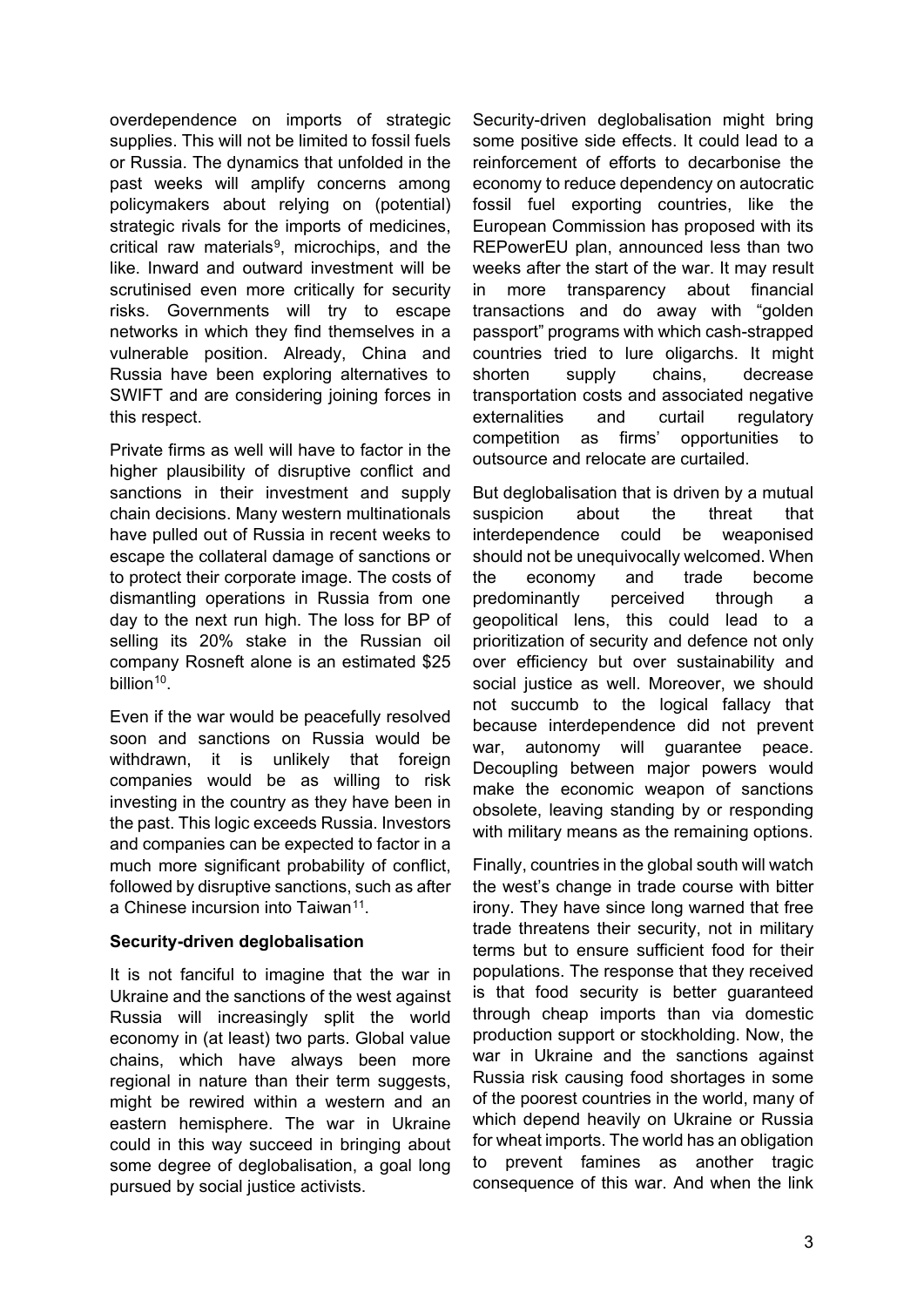overdependence on imports of strategic supplies. This will not be limited to fossil fuels or Russia. The dynamics that unfolded in the past weeks will amplify concerns among policymakers about relying on (potential) strategic rivals for the imports of medicines, critical raw materials[9], microchips, and the like. Inward and outward investment will be scrutinised even more critically for security risks. Governments will try to escape networks in which they find themselves in a vulnerable position. Already, China and Russia have been exploring alternatives to SWIFT and are considering joining forces in this respect.

Private firms as well will have to factor in the higher plausibility of disruptive conflict and sanctions in their investment and supply chain decisions. Many western multinationals have pulled out of Russia in recent weeks to escape the collateral damage of sanctions or to protect their corporate image. The costs of dismantling operations in Russia from one day to the next run high. The loss for BP of selling its 20% stake in the Russian oil company Rosneft alone is an estimated $25 billion[10].

Even if the war would be peacefully resolved soon and sanctions on Russia would be withdrawn, it is unlikely that foreign companies would be as willing to risk investing in the country as they have been in the past. This logic exceeds Russia. Investors and companies can be expected to factor in a much more significant probability of conflict, followed by disruptive sanctions, such as after a Chinese incursion into Taiwan[11].

**Security-driven deglobalisation**

It is not fanciful to imagine that the war in Ukraine and the sanctions of the west against Russia will increasingly split the world economy in (at least) two parts. Global value chains, which have always been more regional in nature than their term suggests, might be rewired within a western and an eastern hemisphere. The war in Ukraine could in this way succeed in bringing about some degree of deglobalisation, a goal long pursued by social justice activists.

Security-driven deglobalisation might bring some positive side effects. It could lead to a reinforcement of efforts to decarbonise the economy to reduce dependency on autocratic fossil fuel exporting countries, like the European Commission has proposed with its REPowerEU plan, announced less than two weeks after the start of the war. It may result in more transparency about financial transactions and do away with "golden passport" programs with which cash-strapped countries tried to lure oligarchs. It might shorten supply chains, decrease transportation costs and associated negative externalities and curtail regulatory competition as firms' opportunities to outsource and relocate are curtailed.

But deglobalisation that is driven by a mutual suspicion about the threat that interdependence could be weaponised should not be unequivocally welcomed. When the economy and trade become predominantly perceived through a geopolitical lens, this could lead to a prioritization of security and defence not only over efficiency but over sustainability and social justice as well. Moreover, we should not succumb to the logical fallacy that because interdependence did not prevent war, autonomy will guarantee peace. Decoupling between major powers would make the economic weapon of sanctions obsolete, leaving standing by or responding with military means as the remaining options.

Finally, countries in the global south will watch the west's change in trade course with bitter irony. They have since long warned that free trade threatens their security, not in military terms but to ensure sufficient food for their populations. The response that they received is that food security is better guaranteed through cheap imports than via domestic production support or stockholding. Now, the war in Ukraine and the sanctions against Russia risk causing food shortages in some of the poorest countries in the world, many of which depend heavily on Ukraine or Russia for wheat imports. The world has an obligation to prevent famines as another tragic consequence of this war. And when the link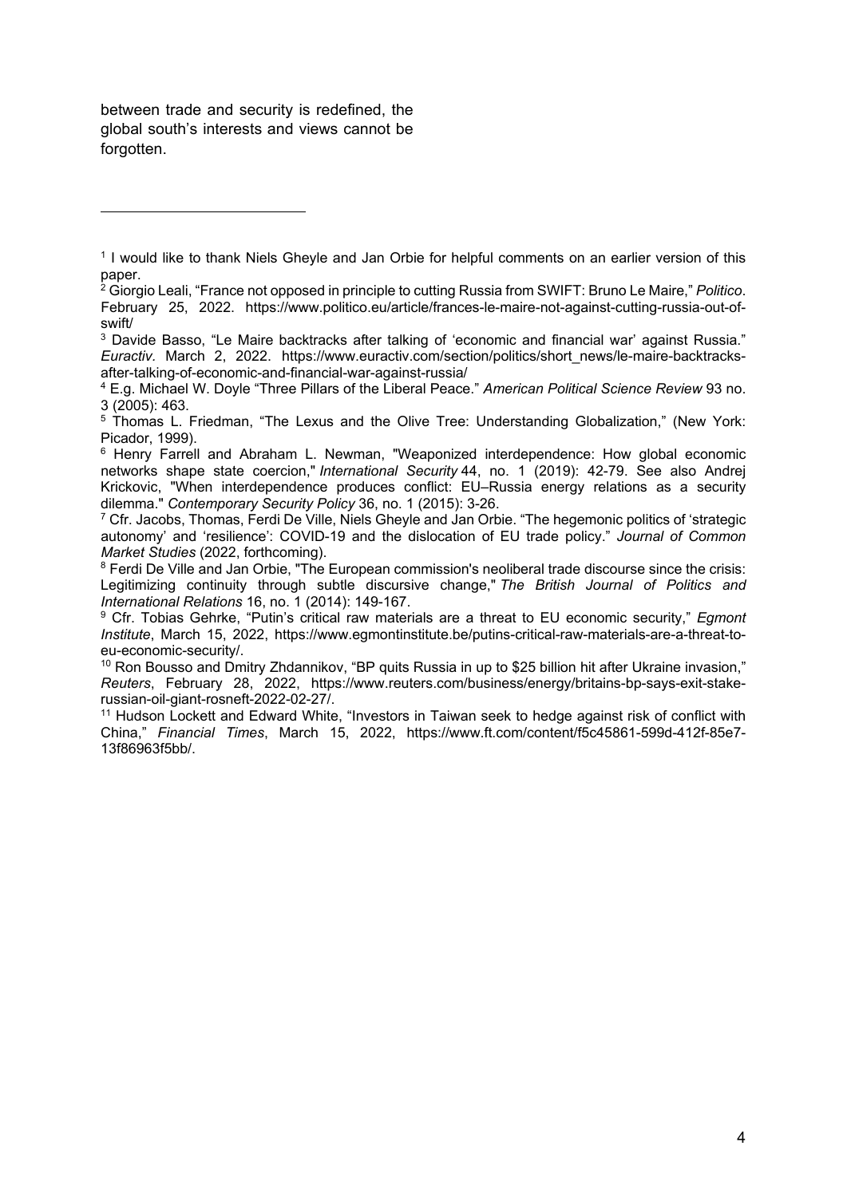between trade and security is redefined, the global south's interests and views cannot be forgotten.

---

[1] I would like to thank Niels Gheyle and Jan Orbie for helpful comments on an earlier version of this paper.

[2] Giorgio Leali, "France not opposed in principle to cutting Russia from SWIFT: Bruno Le Maire," *Politico*. February 25, 2022. https://www.politico.eu/article/frances-le-maire-not-against-cutting-russia-out-of-swift/

[3] Davide Basso, "Le Maire backtracks after talking of 'economic and financial war' against Russia." *Euractiv*. March 2, 2022. https://www.euractiv.com/section/politics/short_news/le-maire-backtracks-after-talking-of-economic-and-financial-war-against-russia/

[4] E.g. Michael W. Doyle "Three Pillars of the Liberal Peace." *American Political Science Review* 93 no. 3 (2005): 463.

[5] Thomas L. Friedman, "The Lexus and the Olive Tree: Understanding Globalization," (New York: Picador, 1999).

[6] Henry Farrell and Abraham L. Newman, "Weaponized interdependence: How global economic networks shape state coercion," *International Security* 44, no. 1 (2019): 42-79. See also Andrej Krickovic, "When interdependence produces conflict: EU–Russia energy relations as a security dilemma." *Contemporary Security Policy* 36, no. 1 (2015): 3-26.

[7] Cfr. Jacobs, Thomas, Ferdi De Ville, Niels Gheyle and Jan Orbie. "The hegemonic politics of 'strategic autonomy' and 'resilience': COVID-19 and the dislocation of EU trade policy." *Journal of Common Market Studies* (2022, forthcoming).

[8] Ferdi De Ville and Jan Orbie, "The European commission's neoliberal trade discourse since the crisis: Legitimizing continuity through subtle discursive change," *The British Journal of Politics and International Relations* 16, no. 1 (2014): 149-167.

[9] Cfr. Tobias Gehrke, "Putin's critical raw materials are a threat to EU economic security," *Egmont Institute*, March 15, 2022, https://www.egmontinstitute.be/putins-critical-raw-materials-are-a-threat-to-eu-economic-security/.

[10] Ron Bousso and Dmitry Zhdannikov, "BP quits Russia in up to $25 billion hit after Ukraine invasion," *Reuters*, February 28, 2022, https://www.reuters.com/business/energy/britains-bp-says-exit-stake-russian-oil-giant-rosneft-2022-02-27/.

[11] Hudson Lockett and Edward White, "Investors in Taiwan seek to hedge against risk of conflict with China," *Financial Times*, March 15, 2022, https://www.ft.com/content/f5c45861-599d-412f-85e7-13f86963f5bb/.